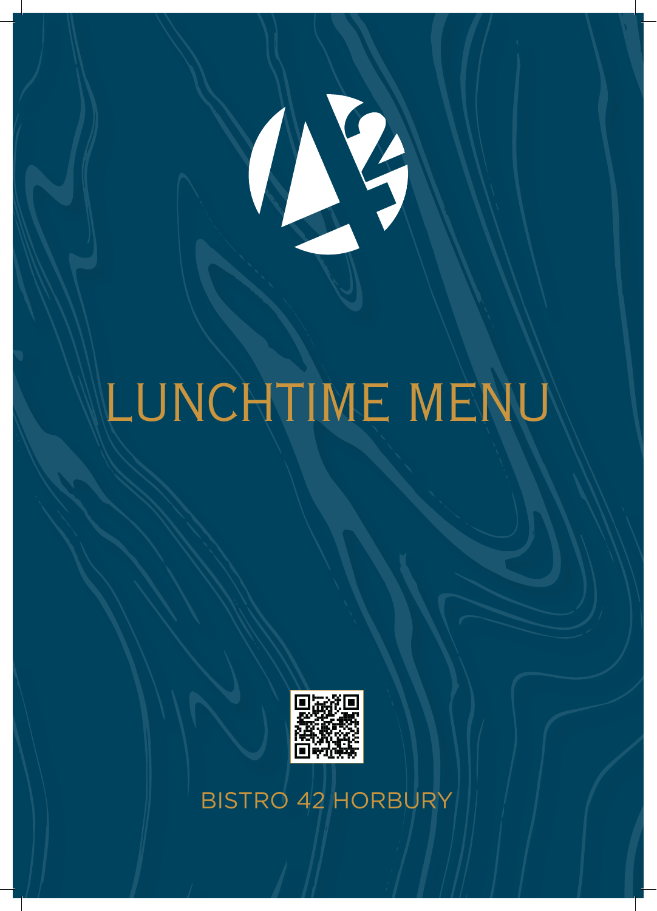# LUNCHTIME MENU

BISTRO 42 HORBURY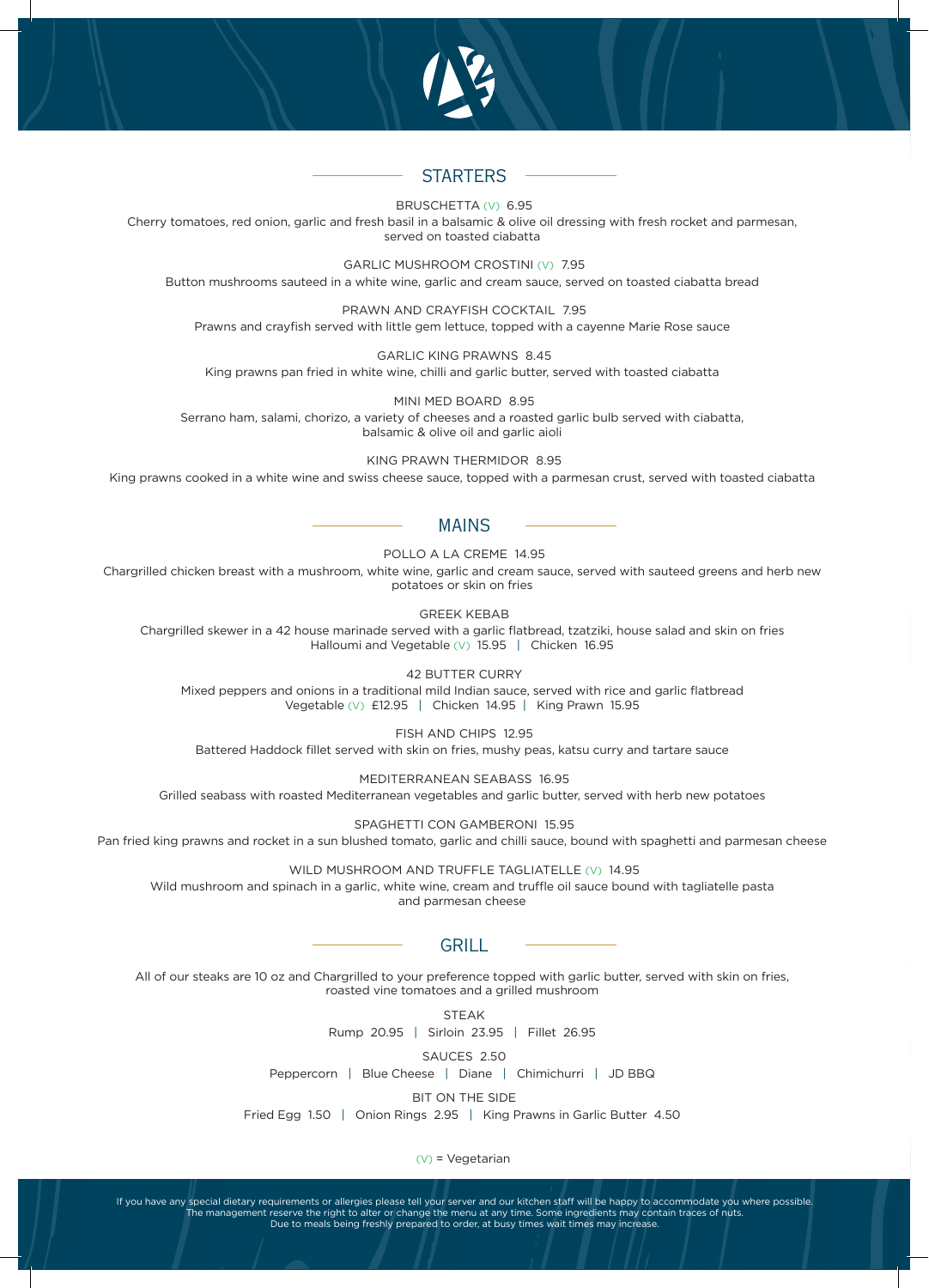## STARTERS

**BRUSCHETTA (V) 6.95**
Cherry tomatoes, red onion, garlic and fresh basil in a balsamic & olive oil dressing with fresh rocket and parmesan, served on toasted ciabatta

**GARLIC MUSHROOM CROSTINI (V) 7.95**
Button mushrooms sauteed in a white wine, garlic and cream sauce, served on toasted ciabatta bread

**PRAWN AND CRAYFISH COCKTAIL 7.95**
Prawns and crayfish served with little gem lettuce, topped with a cayenne Marie Rose sauce

**GARLIC KING PRAWNS 8.45**
King prawns pan fried in white wine, chilli and garlic butter, served with toasted ciabatta

**MINI MED BOARD 8.95**
Serrano ham, salami, chorizo, a variety of cheeses and a roasted garlic bulb served with ciabatta, balsamic & olive oil and garlic aioli

**KING PRAWN THERMIDOR 8.95**
King prawns cooked in a white wine and swiss cheese sauce, topped with a parmesan crust, served with toasted ciabatta

## MAINS

**POLLO A LA CREME 14.95**
Chargrilled chicken breast with a mushroom, white wine, garlic and cream sauce, served with sauteed greens and herb new potatoes or skin on fries

**GREEK KEBAB**
Chargrilled skewer in a 42 house marinade served with a garlic flatbread, tzatziki, house salad and skin on fries
Halloumi and Vegetable (V) 15.95 | Chicken 16.95

**42 BUTTER CURRY**
Mixed peppers and onions in a traditional mild Indian sauce, served with rice and garlic flatbread
Vegetable (V) £12.95 | Chicken 14.95 | King Prawn 15.95

**FISH AND CHIPS 12.95**
Battered Haddock fillet served with skin on fries, mushy peas, katsu curry and tartare sauce

**MEDITERRANEAN SEABASS 16.95**
Grilled seabass with roasted Mediterranean vegetables and garlic butter, served with herb new potatoes

**SPAGHETTI CON GAMBERONI 15.95**
Pan fried king prawns and rocket in a sun blushed tomato, garlic and chilli sauce, bound with spaghetti and parmesan cheese

**WILD MUSHROOM AND TRUFFLE TAGLIATELLE (V) 14.95**
Wild mushroom and spinach in a garlic, white wine, cream and truffle oil sauce bound with tagliatelle pasta and parmesan cheese

## GRILL

All of our steaks are 10 oz and Chargrilled to your preference topped with garlic butter, served with skin on fries, roasted vine tomatoes and a grilled mushroom

**STEAK**
Rump 20.95 | Sirloin 23.95 | Fillet 26.95

**SAUCES 2.50**
Peppercorn | Blue Cheese | Diane | Chimichurri | JD BBQ

**BIT ON THE SIDE**
Fried Egg 1.50 | Onion Rings 2.95 | King Prawns in Garlic Butter 4.50

(V) = Vegetarian

If you have any special dietary requirements or allergies please tell your server and our kitchen staff will be happy to accommodate you where possible.
The management reserve the right to alter or change the menu at any time. Some ingredients may contain traces of nuts.
Due to meals being freshly prepared to order, at busy times wait times may increase.